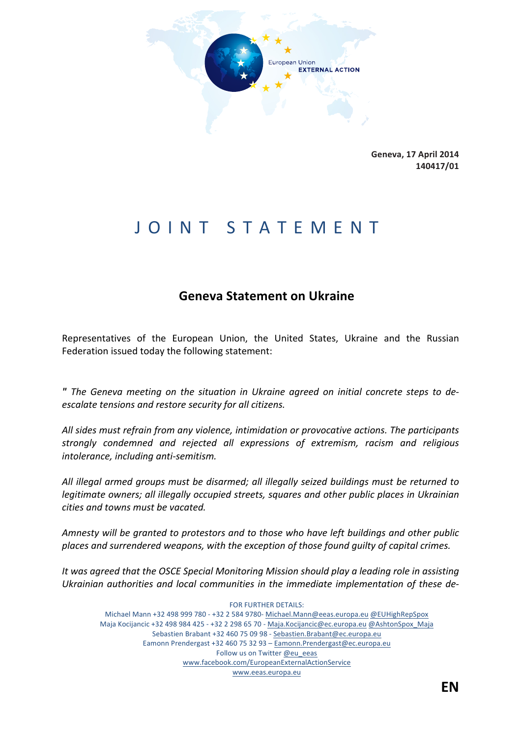European Union
EXTERNAL ACTION

**Geneva, 17 April 2014**
**140417/01**

# J O I N T  S T A T E M E N T

## Geneva Statement on Ukraine

Representatives of the European Union, the United States, Ukraine and the Russian Federation issued today the following statement:

*" The Geneva meeting on the situation in Ukraine agreed on initial concrete steps to de-escalate tensions and restore security for all citizens.*

*All sides must refrain from any violence, intimidation or provocative actions. The participants strongly condemned and rejected all expressions of extremism, racism and religious intolerance, including anti-semitism.*

*All illegal armed groups must be disarmed; all illegally seized buildings must be returned to legitimate owners; all illegally occupied streets, squares and other public places in Ukrainian cities and towns must be vacated.*

*Amnesty will be granted to protestors and to those who have left buildings and other public places and surrendered weapons, with the exception of those found guilty of capital crimes.*

*It was agreed that the OSCE Special Monitoring Mission should play a leading role in assisting Ukrainian authorities and local communities in the immediate implementation of these de-*

FOR FURTHER DETAILS:
Michael Mann +32 498 999 780 - +32 2 584 9780- Michael.Mann@eeas.europa.eu @EUHighRepSpox
Maja Kocijancic +32 498 984 425 - +32 2 298 65 70 - Maja.Kocijancic@ec.europa.eu @AshtonSpox_Maja
Sebastien Brabant +32 460 75 09 98 - Sebastien.Brabant@ec.europa.eu
Eamonn Prendergast +32 460 75 32 93 – Eamonn.Prendergast@ec.europa.eu
Follow us on Twitter @eu_eeas
www.facebook.com/EuropeanExternalActionService
www.eeas.europa.eu

**EN**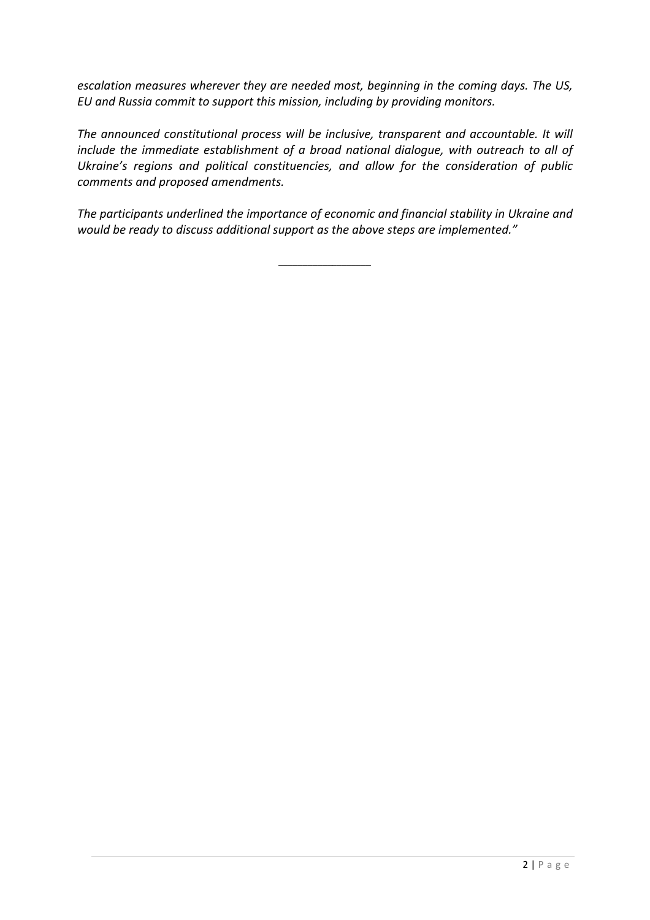*escalation measures wherever they are needed most, beginning in the coming days. The US, EU and Russia commit to support this mission, including by providing monitors.*

*The announced constitutional process will be inclusive, transparent and accountable. It will include the immediate establishment of a broad national dialogue, with outreach to all of Ukraine's regions and political constituencies, and allow for the consideration of public comments and proposed amendments.*

*The participants underlined the importance of economic and financial stability in Ukraine and would be ready to discuss additional support as the above steps are implemented."*

---